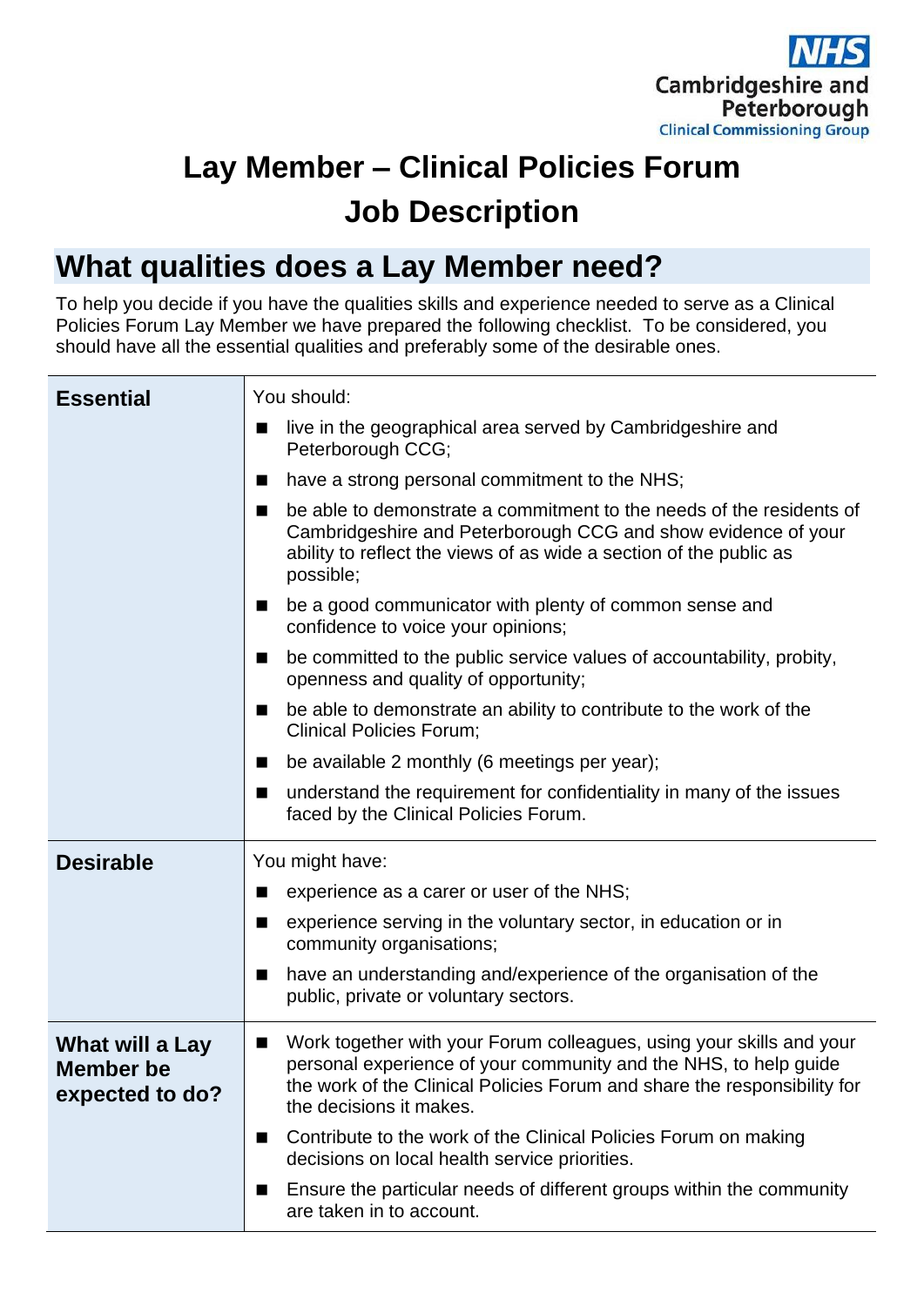NHS
Cambridgeshire and Peterborough
Clinical Commissioning Group

# Lay Member – Clinical Policies Forum
# Job Description

## What qualities does a Lay Member need?

To help you decide if you have the qualities skills and experience needed to serve as a Clinical Policies Forum Lay Member we have prepared the following checklist. To be considered, you should have all the essential qualities and preferably some of the desirable ones.

| | |
|---|---|
| **Essential** | You should:<br>■ live in the geographical area served by Cambridgeshire and Peterborough CCG;<br>■ have a strong personal commitment to the NHS;<br>■ be able to demonstrate a commitment to the needs of the residents of Cambridgeshire and Peterborough CCG and show evidence of your ability to reflect the views of as wide a section of the public as possible;<br>■ be a good communicator with plenty of common sense and confidence to voice your opinions;<br>■ be committed to the public service values of accountability, probity, openness and quality of opportunity;<br>■ be able to demonstrate an ability to contribute to the work of the Clinical Policies Forum;<br>■ be available 2 monthly (6 meetings per year);<br>■ understand the requirement for confidentiality in many of the issues faced by the Clinical Policies Forum. |
| **Desirable** | You might have:<br>■ experience as a carer or user of the NHS;<br>■ experience serving in the voluntary sector, in education or in community organisations;<br>■ have an understanding and/experience of the organisation of the public, private or voluntary sectors. |
| **What will a Lay Member be expected to do?** | ■ Work together with your Forum colleagues, using your skills and your personal experience of your community and the NHS, to help guide the work of the Clinical Policies Forum and share the responsibility for the decisions it makes.<br>■ Contribute to the work of the Clinical Policies Forum on making decisions on local health service priorities.<br>■ Ensure the particular needs of different groups within the community are taken in to account. |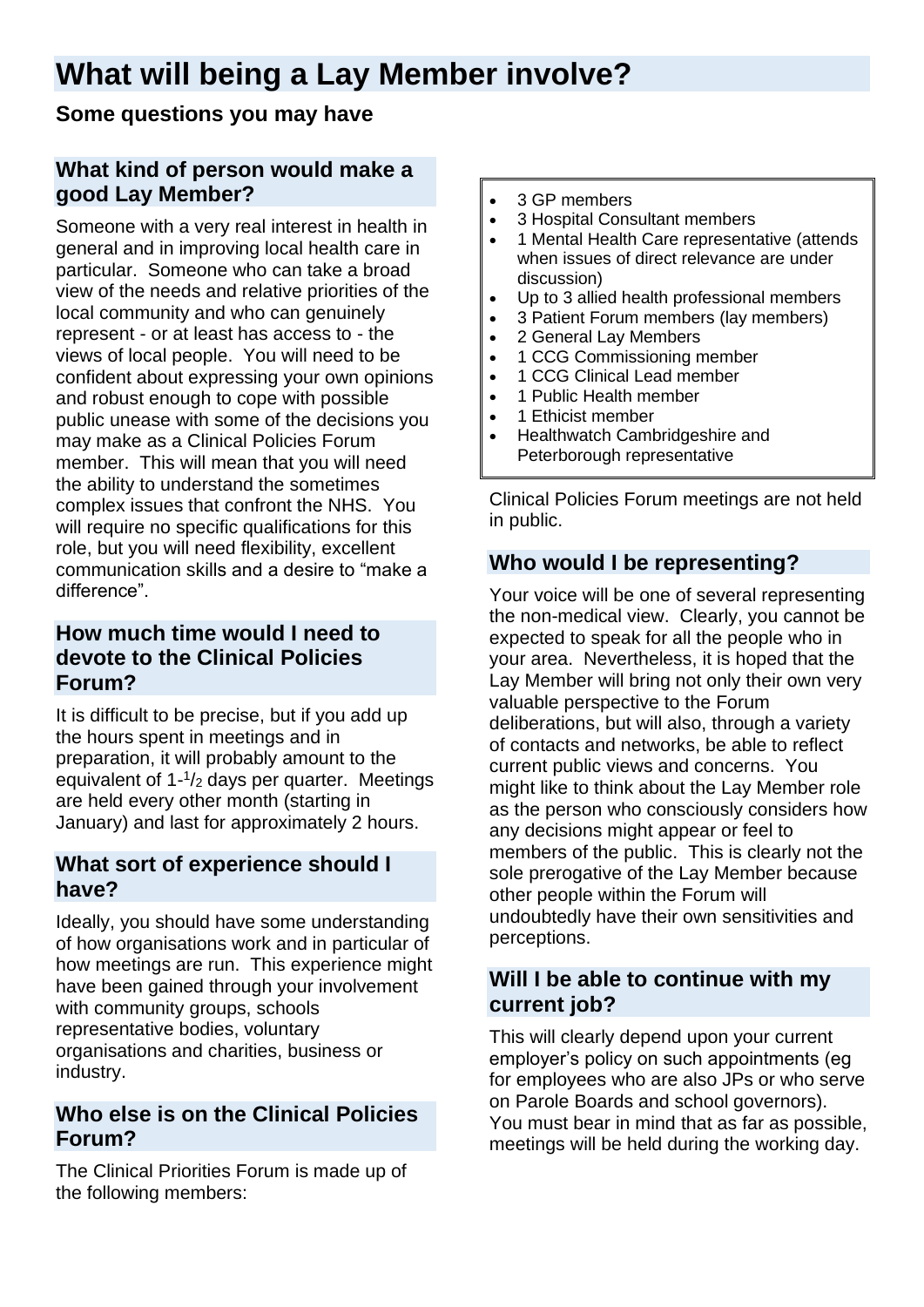# What will being a Lay Member involve?

**Some questions you may have**

## What kind of person would make a good Lay Member?

Someone with a very real interest in health in general and in improving local health care in particular. Someone who can take a broad view of the needs and relative priorities of the local community and who can genuinely represent - or at least has access to - the views of local people. You will need to be confident about expressing your own opinions and robust enough to cope with possible public unease with some of the decisions you may make as a Clinical Policies Forum member. This will mean that you will need the ability to understand the sometimes complex issues that confront the NHS. You will require no specific qualifications for this role, but you will need flexibility, excellent communication skills and a desire to "make a difference".

## How much time would I need to devote to the Clinical Policies Forum?

It is difficult to be precise, but if you add up the hours spent in meetings and in preparation, it will probably amount to the equivalent of 1-$^{1}/_{2}$ days per quarter. Meetings are held every other month (starting in January) and last for approximately 2 hours.

## What sort of experience should I have?

Ideally, you should have some understanding of how organisations work and in particular of how meetings are run. This experience might have been gained through your involvement with community groups, schools representative bodies, voluntary organisations and charities, business or industry.

## Who else is on the Clinical Policies Forum?

The Clinical Priorities Forum is made up of the following members:

- 3 GP members
- 3 Hospital Consultant members
- 1 Mental Health Care representative (attends when issues of direct relevance are under discussion)
- Up to 3 allied health professional members
- 3 Patient Forum members (lay members)
- 2 General Lay Members
- 1 CCG Commissioning member
- 1 CCG Clinical Lead member
- 1 Public Health member
- 1 Ethicist member
- Healthwatch Cambridgeshire and Peterborough representative

Clinical Policies Forum meetings are not held in public.

## Who would I be representing?

Your voice will be one of several representing the non-medical view. Clearly, you cannot be expected to speak for all the people who in your area. Nevertheless, it is hoped that the Lay Member will bring not only their own very valuable perspective to the Forum deliberations, but will also, through a variety of contacts and networks, be able to reflect current public views and concerns. You might like to think about the Lay Member role as the person who consciously considers how any decisions might appear or feel to members of the public. This is clearly not the sole prerogative of the Lay Member because other people within the Forum will undoubtedly have their own sensitivities and perceptions.

## Will I be able to continue with my current job?

This will clearly depend upon your current employer's policy on such appointments (eg for employees who are also JPs or who serve on Parole Boards and school governors). You must bear in mind that as far as possible, meetings will be held during the working day.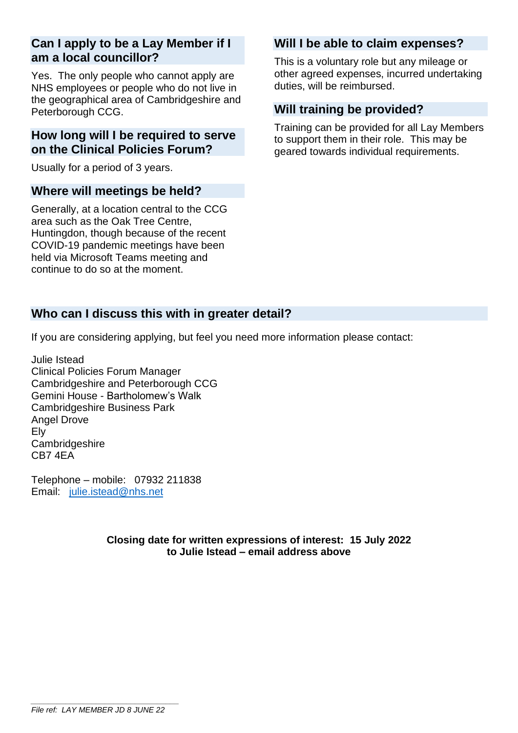## Can I apply to be a Lay Member if I am a local councillor?

Yes. The only people who cannot apply are NHS employees or people who do not live in the geographical area of Cambridgeshire and Peterborough CCG.

## How long will I be required to serve on the Clinical Policies Forum?

Usually for a period of 3 years.

## Where will meetings be held?

Generally, at a location central to the CCG area such as the Oak Tree Centre, Huntingdon, though because of the recent COVID-19 pandemic meetings have been held via Microsoft Teams meeting and continue to do so at the moment.

## Will I be able to claim expenses?

This is a voluntary role but any mileage or other agreed expenses, incurred undertaking duties, will be reimbursed.

## Will training be provided?

Training can be provided for all Lay Members to support them in their role. This may be geared towards individual requirements.

## Who can I discuss this with in greater detail?

If you are considering applying, but feel you need more information please contact:

Julie Istead
Clinical Policies Forum Manager
Cambridgeshire and Peterborough CCG
Gemini House - Bartholomew's Walk
Cambridgeshire Business Park
Angel Drove
Ely
Cambridgeshire
CB7 4EA

Telephone – mobile: 07932 211838
Email: julie.istead@nhs.net

**Closing date for written expressions of interest: 15 July 2022**
**to Julie Istead – email address above**

*File ref: LAY MEMBER JD 8 JUNE 22*